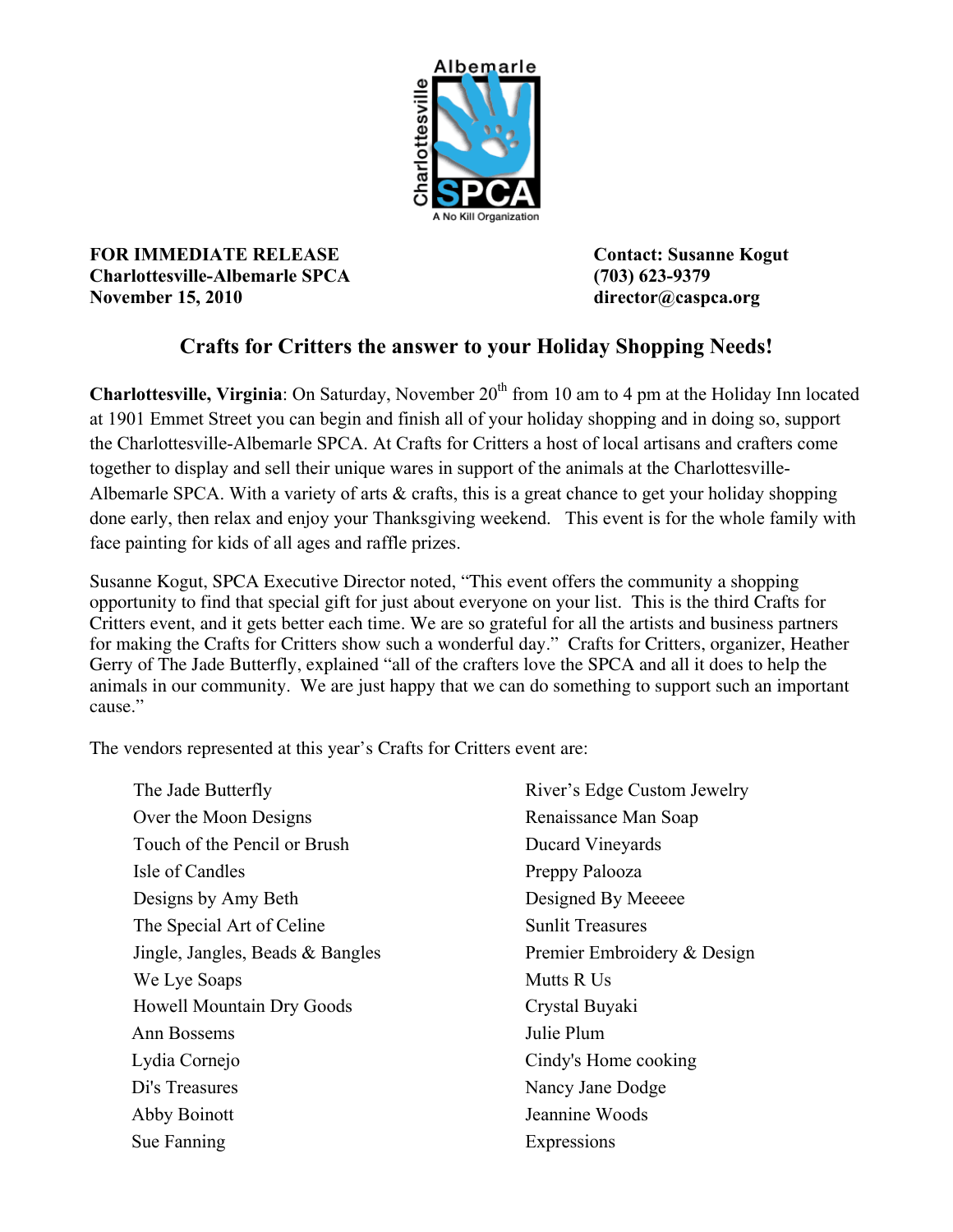Albemarle Charlottesville SPCA
A No Kill Organization

**FOR IMMEDIATE RELEASE**
**Charlottesville-Albemarle SPCA**
**November 15, 2010**

**Contact: Susanne Kogut**
**(703) 623-9379**
**director@caspca.org**

## Crafts for Critters the answer to your Holiday Shopping Needs!

**Charlottesville, Virginia**: On Saturday, November 20th from 10 am to 4 pm at the Holiday Inn located at 1901 Emmet Street you can begin and finish all of your holiday shopping and in doing so, support the Charlottesville-Albemarle SPCA. At Crafts for Critters a host of local artisans and crafters come together to display and sell their unique wares in support of the animals at the Charlottesville-Albemarle SPCA. With a variety of arts & crafts, this is a great chance to get your holiday shopping done early, then relax and enjoy your Thanksgiving weekend. This event is for the whole family with face painting for kids of all ages and raffle prizes.

Susanne Kogut, SPCA Executive Director noted, "This event offers the community a shopping opportunity to find that special gift for just about everyone on your list. This is the third Crafts for Critters event, and it gets better each time. We are so grateful for all the artists and business partners for making the Crafts for Critters show such a wonderful day." Crafts for Critters, organizer, Heather Gerry of The Jade Butterfly, explained "all of the crafters love the SPCA and all it does to help the animals in our community. We are just happy that we can do something to support such an important cause."

The vendors represented at this year's Crafts for Critters event are:

- The Jade Butterfly
- Over the Moon Designs
- Touch of the Pencil or Brush
- Isle of Candles
- Designs by Amy Beth
- The Special Art of Celine
- Jingle, Jangles, Beads & Bangles
- We Lye Soaps
- Howell Mountain Dry Goods
- Ann Bossems
- Lydia Cornejo
- Di's Treasures
- Abby Boinott
- Sue Fanning
- River's Edge Custom Jewelry
- Renaissance Man Soap
- Ducard Vineyards
- Preppy Palooza
- Designed By Meeeee
- Sunlit Treasures
- Premier Embroidery & Design
- Mutts R Us
- Crystal Buyaki
- Julie Plum
- Cindy's Home cooking
- Nancy Jane Dodge
- Jeannine Woods
- Expressions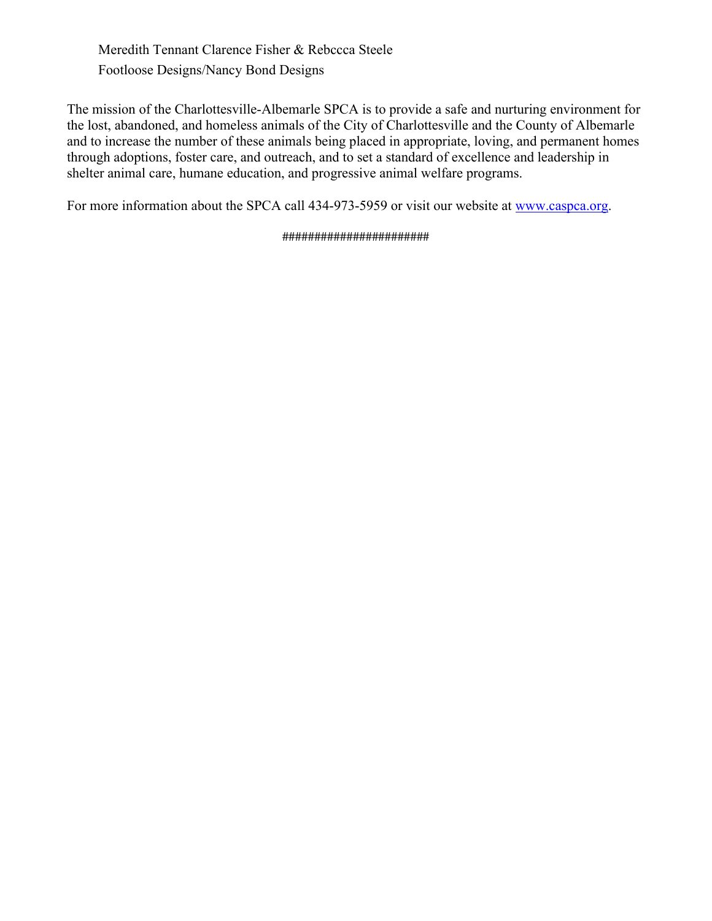Meredith Tennant Clarence Fisher & Rebccca Steele

Footloose Designs/Nancy Bond Designs

The mission of the Charlottesville-Albemarle SPCA is to provide a safe and nurturing environment for the lost, abandoned, and homeless animals of the City of Charlottesville and the County of Albemarle and to increase the number of these animals being placed in appropriate, loving, and permanent homes through adoptions, foster care, and outreach, and to set a standard of excellence and leadership in shelter animal care, humane education, and progressive animal welfare programs.

For more information about the SPCA call 434-973-5959 or visit our website at [www.caspca.org](http://www.caspca.org).

######################